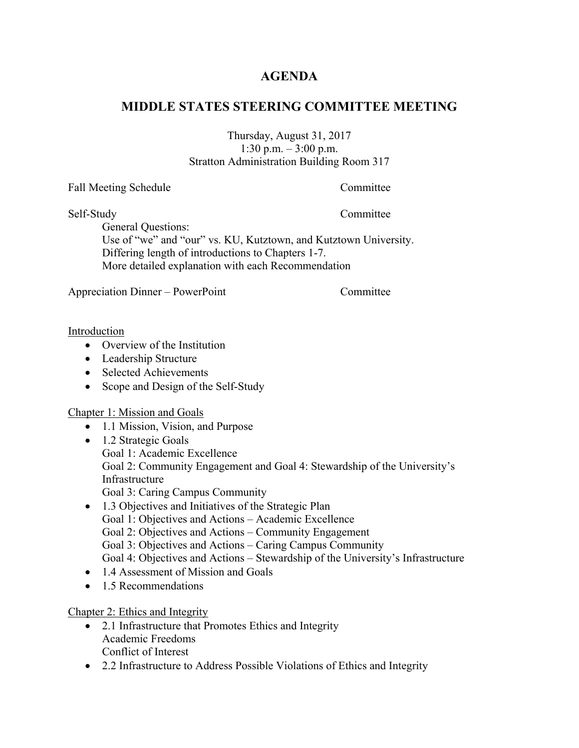# AGENDA

## MIDDLE STATES STEERING COMMITTEE MEETING

Thursday, August 31, 2017
1:30 p.m. – 3:00 p.m.
Stratton Administration Building Room 317

Fall Meeting Schedule — Committee

Self-Study — Committee

General Questions:
Use of "we" and "our" vs. KU, Kutztown, and Kutztown University.
Differing length of introductions to Chapters 1-7.
More detailed explanation with each Recommendation

Appreciation Dinner – PowerPoint — Committee

<u>Introduction</u>

- Overview of the Institution
- Leadership Structure
- Selected Achievements
- Scope and Design of the Self-Study

<u>Chapter 1: Mission and Goals</u>

- 1.1 Mission, Vision, and Purpose
- 1.2 Strategic Goals
  Goal 1: Academic Excellence
  Goal 2: Community Engagement and Goal 4: Stewardship of the University's Infrastructure
  Goal 3: Caring Campus Community
- 1.3 Objectives and Initiatives of the Strategic Plan
  Goal 1: Objectives and Actions – Academic Excellence
  Goal 2: Objectives and Actions – Community Engagement
  Goal 3: Objectives and Actions – Caring Campus Community
  Goal 4: Objectives and Actions – Stewardship of the University's Infrastructure
- 1.4 Assessment of Mission and Goals
- 1.5 Recommendations

<u>Chapter 2: Ethics and Integrity</u>

- 2.1 Infrastructure that Promotes Ethics and Integrity
  Academic Freedoms
  Conflict of Interest
- 2.2 Infrastructure to Address Possible Violations of Ethics and Integrity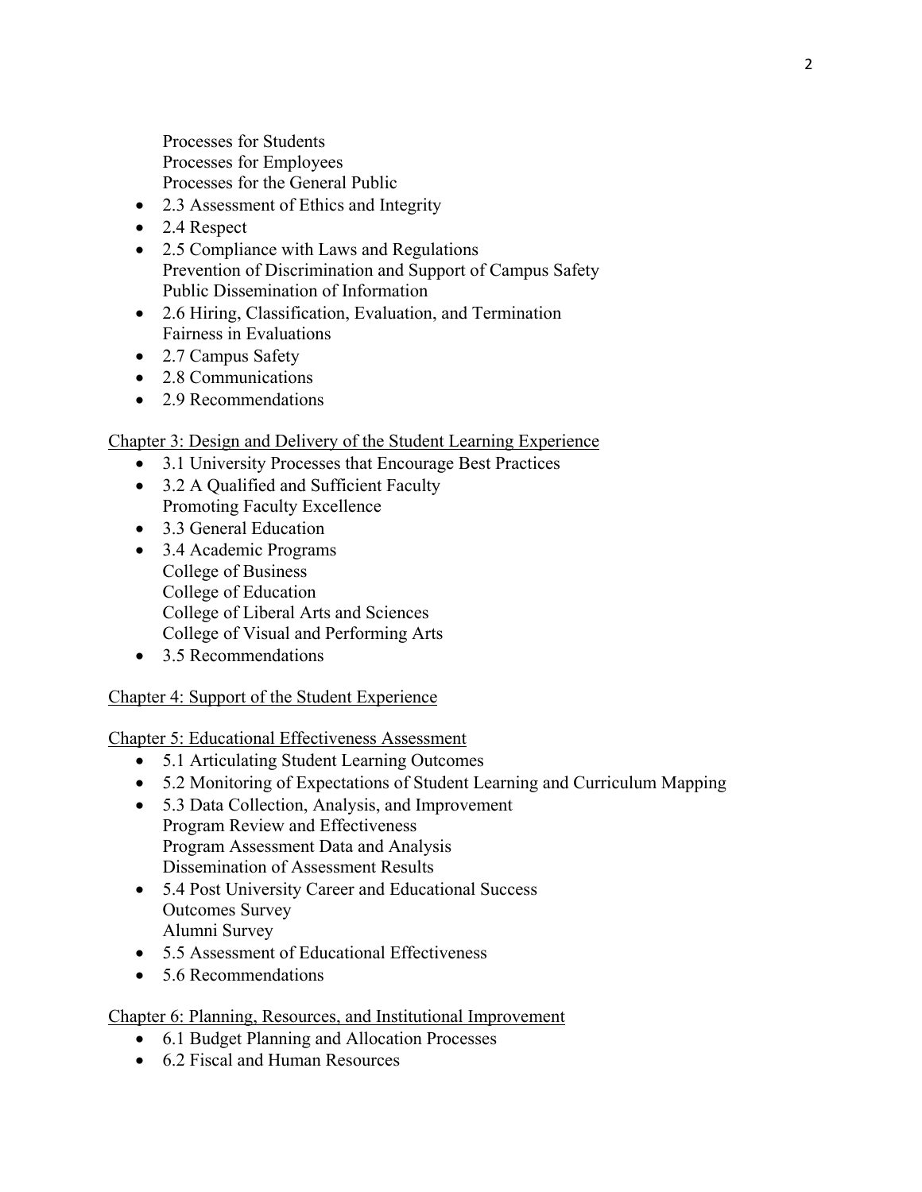Processes for Students
    Processes for Employees
    Processes for the General Public
- 2.3 Assessment of Ethics and Integrity
- 2.4 Respect
- 2.5 Compliance with Laws and Regulations
    Prevention of Discrimination and Support of Campus Safety
    Public Dissemination of Information
- 2.6 Hiring, Classification, Evaluation, and Termination
    Fairness in Evaluations
- 2.7 Campus Safety
- 2.8 Communications
- 2.9 Recommendations

Chapter 3: Design and Delivery of the Student Learning Experience

- 3.1 University Processes that Encourage Best Practices
- 3.2 A Qualified and Sufficient Faculty
    Promoting Faculty Excellence
- 3.3 General Education
- 3.4 Academic Programs
    College of Business
    College of Education
    College of Liberal Arts and Sciences
    College of Visual and Performing Arts
- 3.5 Recommendations

Chapter 4: Support of the Student Experience

Chapter 5: Educational Effectiveness Assessment

- 5.1 Articulating Student Learning Outcomes
- 5.2 Monitoring of Expectations of Student Learning and Curriculum Mapping
- 5.3 Data Collection, Analysis, and Improvement
    Program Review and Effectiveness
    Program Assessment Data and Analysis
    Dissemination of Assessment Results
- 5.4 Post University Career and Educational Success
    Outcomes Survey
    Alumni Survey
- 5.5 Assessment of Educational Effectiveness
- 5.6 Recommendations

Chapter 6: Planning, Resources, and Institutional Improvement

- 6.1 Budget Planning and Allocation Processes
- 6.2 Fiscal and Human Resources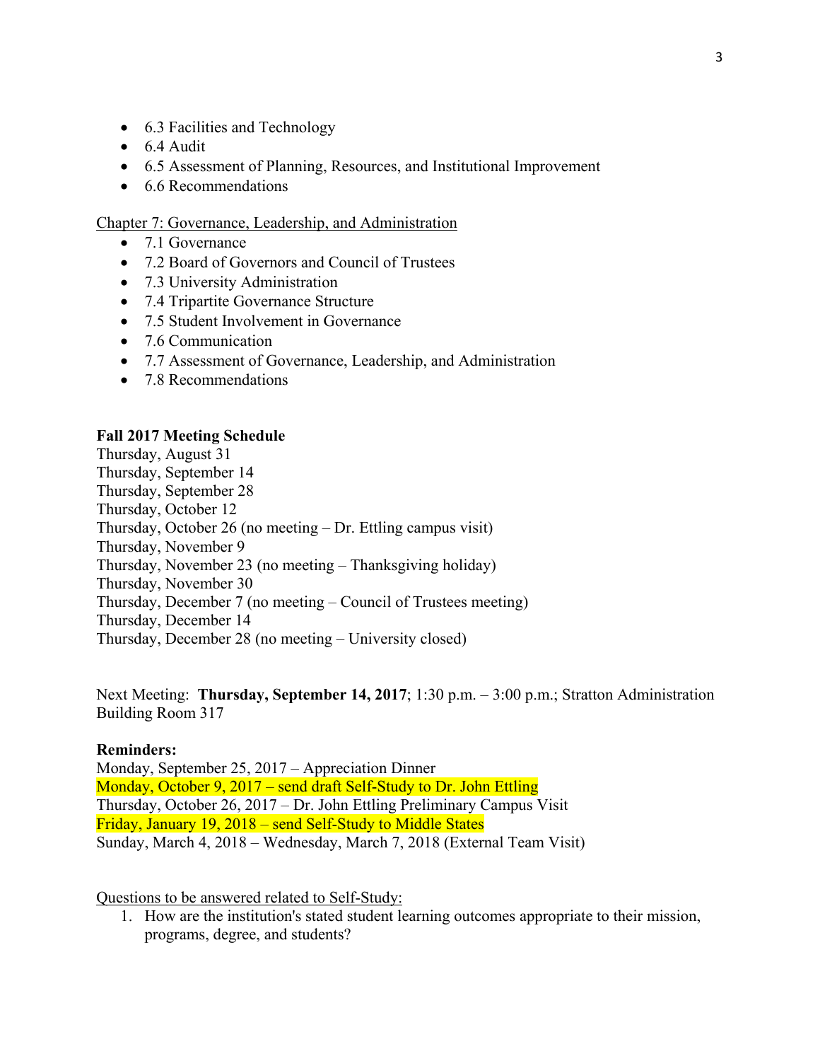- 6.3 Facilities and Technology
- 6.4 Audit
- 6.5 Assessment of Planning, Resources, and Institutional Improvement
- 6.6 Recommendations

Chapter 7: Governance, Leadership, and Administration

- 7.1 Governance
- 7.2 Board of Governors and Council of Trustees
- 7.3 University Administration
- 7.4 Tripartite Governance Structure
- 7.5 Student Involvement in Governance
- 7.6 Communication
- 7.7 Assessment of Governance, Leadership, and Administration
- 7.8 Recommendations

**Fall 2017 Meeting Schedule**

Thursday, August 31
Thursday, September 14
Thursday, September 28
Thursday, October 12
Thursday, October 26 (no meeting – Dr. Ettling campus visit)
Thursday, November 9
Thursday, November 23 (no meeting – Thanksgiving holiday)
Thursday, November 30
Thursday, December 7 (no meeting – Council of Trustees meeting)
Thursday, December 14
Thursday, December 28 (no meeting – University closed)

Next Meeting: **Thursday, September 14, 2017**; 1:30 p.m. – 3:00 p.m.; Stratton Administration Building Room 317

**Reminders:**

Monday, September 25, 2017 – Appreciation Dinner
Monday, October 9, 2017 – send draft Self-Study to Dr. John Ettling
Thursday, October 26, 2017 – Dr. John Ettling Preliminary Campus Visit
Friday, January 19, 2018 – send Self-Study to Middle States
Sunday, March 4, 2018 – Wednesday, March 7, 2018 (External Team Visit)

Questions to be answered related to Self-Study:

1. How are the institution's stated student learning outcomes appropriate to their mission, programs, degree, and students?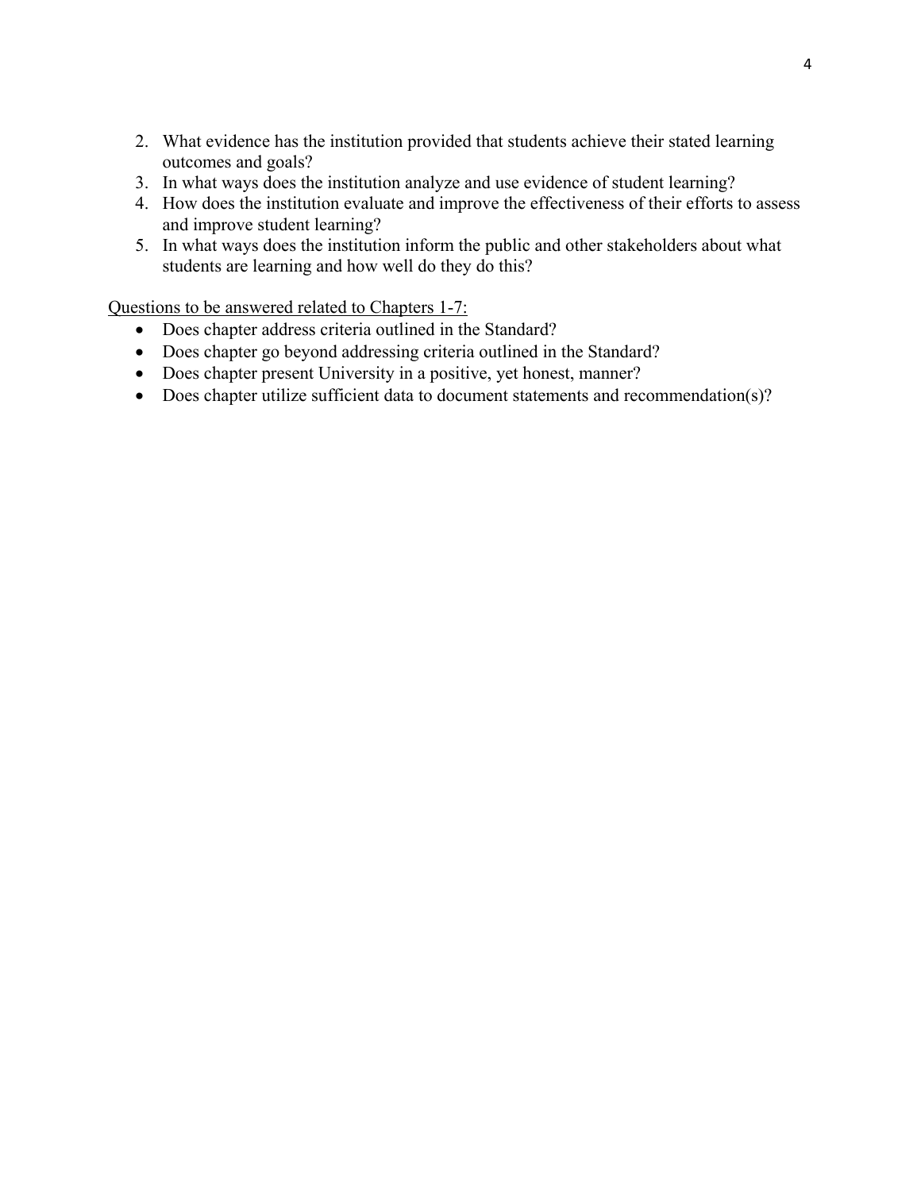2. What evidence has the institution provided that students achieve their stated learning outcomes and goals?
3. In what ways does the institution analyze and use evidence of student learning?
4. How does the institution evaluate and improve the effectiveness of their efforts to assess and improve student learning?
5. In what ways does the institution inform the public and other stakeholders about what students are learning and how well do they do this?

<u>Questions to be answered related to Chapters 1-7:</u>

- Does chapter address criteria outlined in the Standard?
- Does chapter go beyond addressing criteria outlined in the Standard?
- Does chapter present University in a positive, yet honest, manner?
- Does chapter utilize sufficient data to document statements and recommendation(s)?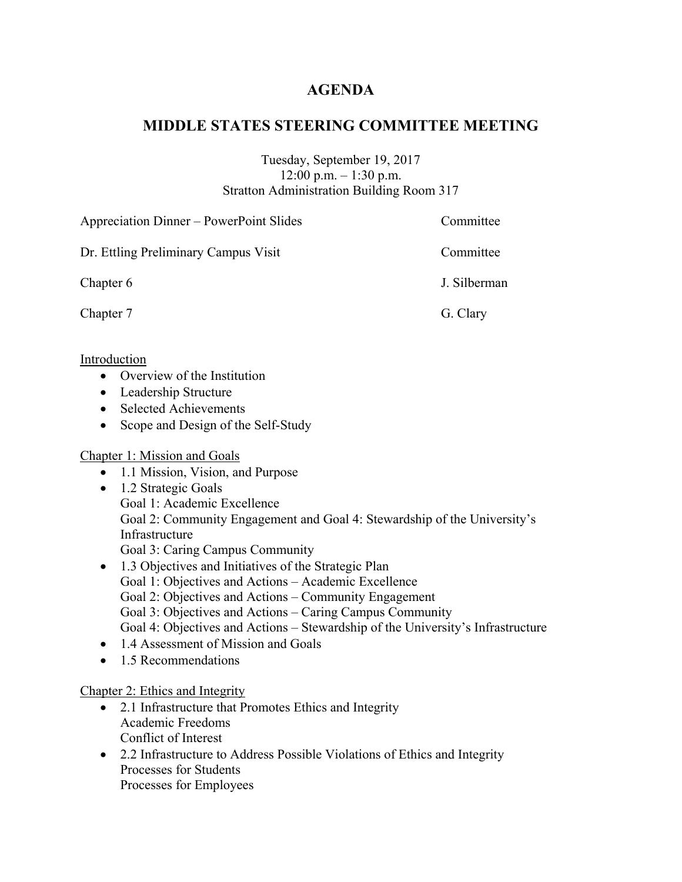# AGENDA

## MIDDLE STATES STEERING COMMITTEE MEETING

Tuesday, September 19, 2017
12:00 p.m. – 1:30 p.m.
Stratton Administration Building Room 317

| | |
|---|---|
| Appreciation Dinner – PowerPoint Slides | Committee |
| Dr. Ettling Preliminary Campus Visit | Committee |
| Chapter 6 | J. Silberman |
| Chapter 7 | G. Clary |

<u>Introduction</u>

- Overview of the Institution
- Leadership Structure
- Selected Achievements
- Scope and Design of the Self-Study

<u>Chapter 1: Mission and Goals</u>

- 1.1 Mission, Vision, and Purpose
- 1.2 Strategic Goals
  Goal 1: Academic Excellence
  Goal 2: Community Engagement and Goal 4: Stewardship of the University's Infrastructure
  Goal 3: Caring Campus Community
- 1.3 Objectives and Initiatives of the Strategic Plan
  Goal 1: Objectives and Actions – Academic Excellence
  Goal 2: Objectives and Actions – Community Engagement
  Goal 3: Objectives and Actions – Caring Campus Community
  Goal 4: Objectives and Actions – Stewardship of the University's Infrastructure
- 1.4 Assessment of Mission and Goals
- 1.5 Recommendations

<u>Chapter 2: Ethics and Integrity</u>

- 2.1 Infrastructure that Promotes Ethics and Integrity
  Academic Freedoms
  Conflict of Interest
- 2.2 Infrastructure to Address Possible Violations of Ethics and Integrity
  Processes for Students
  Processes for Employees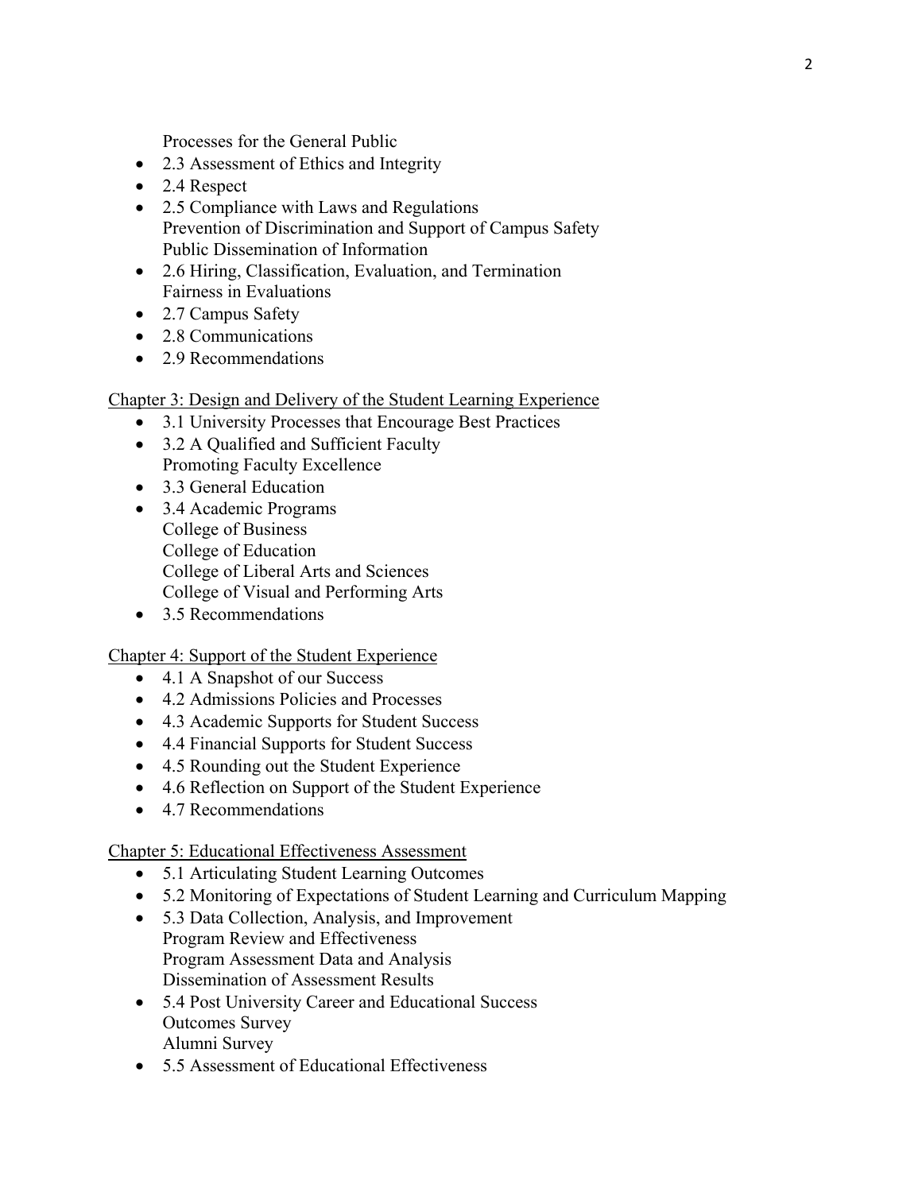Processes for the General Public

- 2.3 Assessment of Ethics and Integrity
- 2.4 Respect
- 2.5 Compliance with Laws and Regulations
  Prevention of Discrimination and Support of Campus Safety
  Public Dissemination of Information
- 2.6 Hiring, Classification, Evaluation, and Termination
  Fairness in Evaluations
- 2.7 Campus Safety
- 2.8 Communications
- 2.9 Recommendations

Chapter 3: Design and Delivery of the Student Learning Experience

- 3.1 University Processes that Encourage Best Practices
- 3.2 A Qualified and Sufficient Faculty
  Promoting Faculty Excellence
- 3.3 General Education
- 3.4 Academic Programs
  College of Business
  College of Education
  College of Liberal Arts and Sciences
  College of Visual and Performing Arts
- 3.5 Recommendations

Chapter 4: Support of the Student Experience

- 4.1 A Snapshot of our Success
- 4.2 Admissions Policies and Processes
- 4.3 Academic Supports for Student Success
- 4.4 Financial Supports for Student Success
- 4.5 Rounding out the Student Experience
- 4.6 Reflection on Support of the Student Experience
- 4.7 Recommendations

Chapter 5: Educational Effectiveness Assessment

- 5.1 Articulating Student Learning Outcomes
- 5.2 Monitoring of Expectations of Student Learning and Curriculum Mapping
- 5.3 Data Collection, Analysis, and Improvement
  Program Review and Effectiveness
  Program Assessment Data and Analysis
  Dissemination of Assessment Results
- 5.4 Post University Career and Educational Success
  Outcomes Survey
  Alumni Survey
- 5.5 Assessment of Educational Effectiveness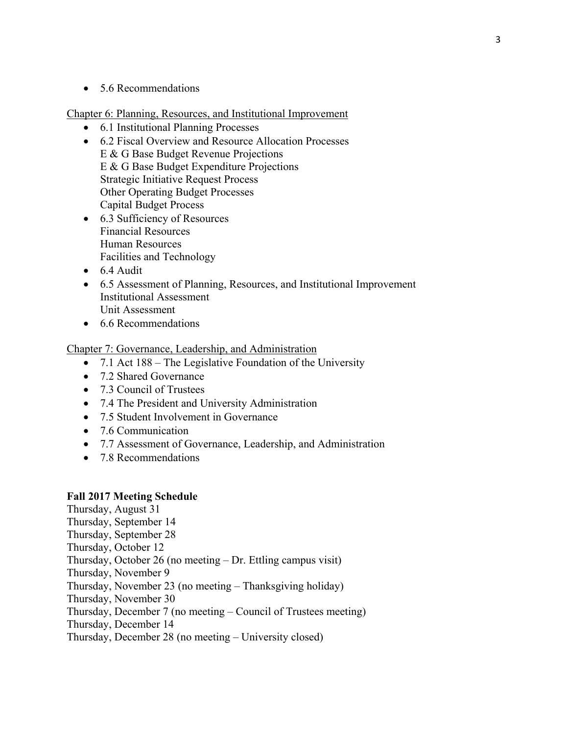- 5.6 Recommendations

Chapter 6: Planning, Resources, and Institutional Improvement

- 6.1 Institutional Planning Processes
- 6.2 Fiscal Overview and Resource Allocation Processes
  E & G Base Budget Revenue Projections
  E & G Base Budget Expenditure Projections
  Strategic Initiative Request Process
  Other Operating Budget Processes
  Capital Budget Process
- 6.3 Sufficiency of Resources
  Financial Resources
  Human Resources
  Facilities and Technology
- 6.4 Audit
- 6.5 Assessment of Planning, Resources, and Institutional Improvement
  Institutional Assessment
  Unit Assessment
- 6.6 Recommendations

Chapter 7: Governance, Leadership, and Administration

- 7.1 Act 188 – The Legislative Foundation of the University
- 7.2 Shared Governance
- 7.3 Council of Trustees
- 7.4 The President and University Administration
- 7.5 Student Involvement in Governance
- 7.6 Communication
- 7.7 Assessment of Governance, Leadership, and Administration
- 7.8 Recommendations

**Fall 2017 Meeting Schedule**

Thursday, August 31
Thursday, September 14
Thursday, September 28
Thursday, October 12
Thursday, October 26 (no meeting – Dr. Ettling campus visit)
Thursday, November 9
Thursday, November 23 (no meeting – Thanksgiving holiday)
Thursday, November 30
Thursday, December 7 (no meeting – Council of Trustees meeting)
Thursday, December 14
Thursday, December 28 (no meeting – University closed)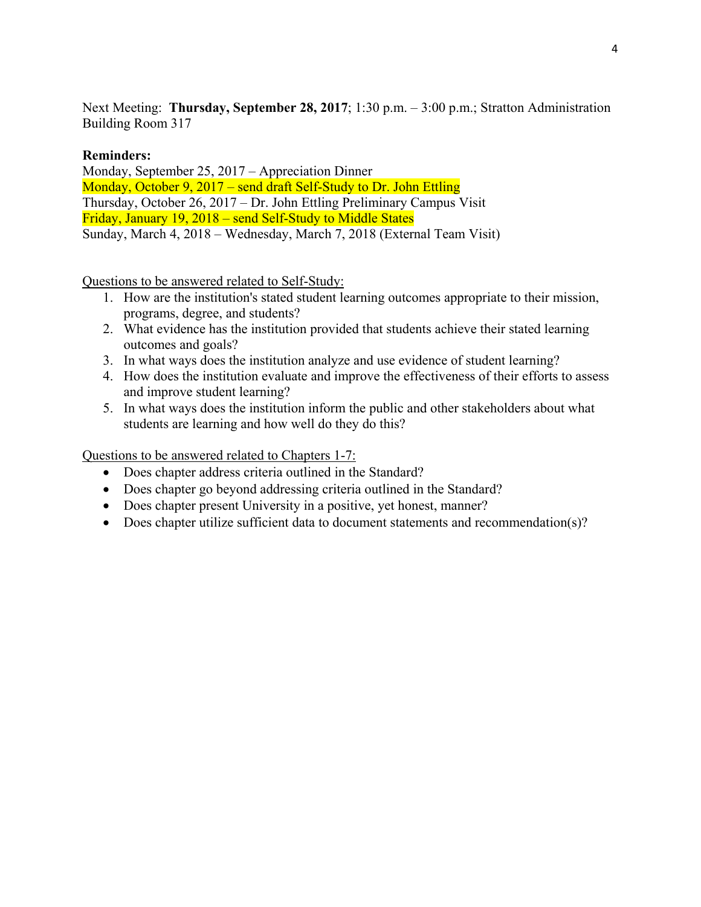Next Meeting: **Thursday, September 28, 2017**; 1:30 p.m. – 3:00 p.m.; Stratton Administration Building Room 317

**Reminders:**
Monday, September 25, 2017 – Appreciation Dinner
Monday, October 9, 2017 – send draft Self-Study to Dr. John Ettling
Thursday, October 26, 2017 – Dr. John Ettling Preliminary Campus Visit
Friday, January 19, 2018 – send Self-Study to Middle States
Sunday, March 4, 2018 – Wednesday, March 7, 2018 (External Team Visit)

Questions to be answered related to Self-Study:

1. How are the institution's stated student learning outcomes appropriate to their mission, programs, degree, and students?
2. What evidence has the institution provided that students achieve their stated learning outcomes and goals?
3. In what ways does the institution analyze and use evidence of student learning?
4. How does the institution evaluate and improve the effectiveness of their efforts to assess and improve student learning?
5. In what ways does the institution inform the public and other stakeholders about what students are learning and how well do they do this?

Questions to be answered related to Chapters 1-7:

- Does chapter address criteria outlined in the Standard?
- Does chapter go beyond addressing criteria outlined in the Standard?
- Does chapter present University in a positive, yet honest, manner?
- Does chapter utilize sufficient data to document statements and recommendation(s)?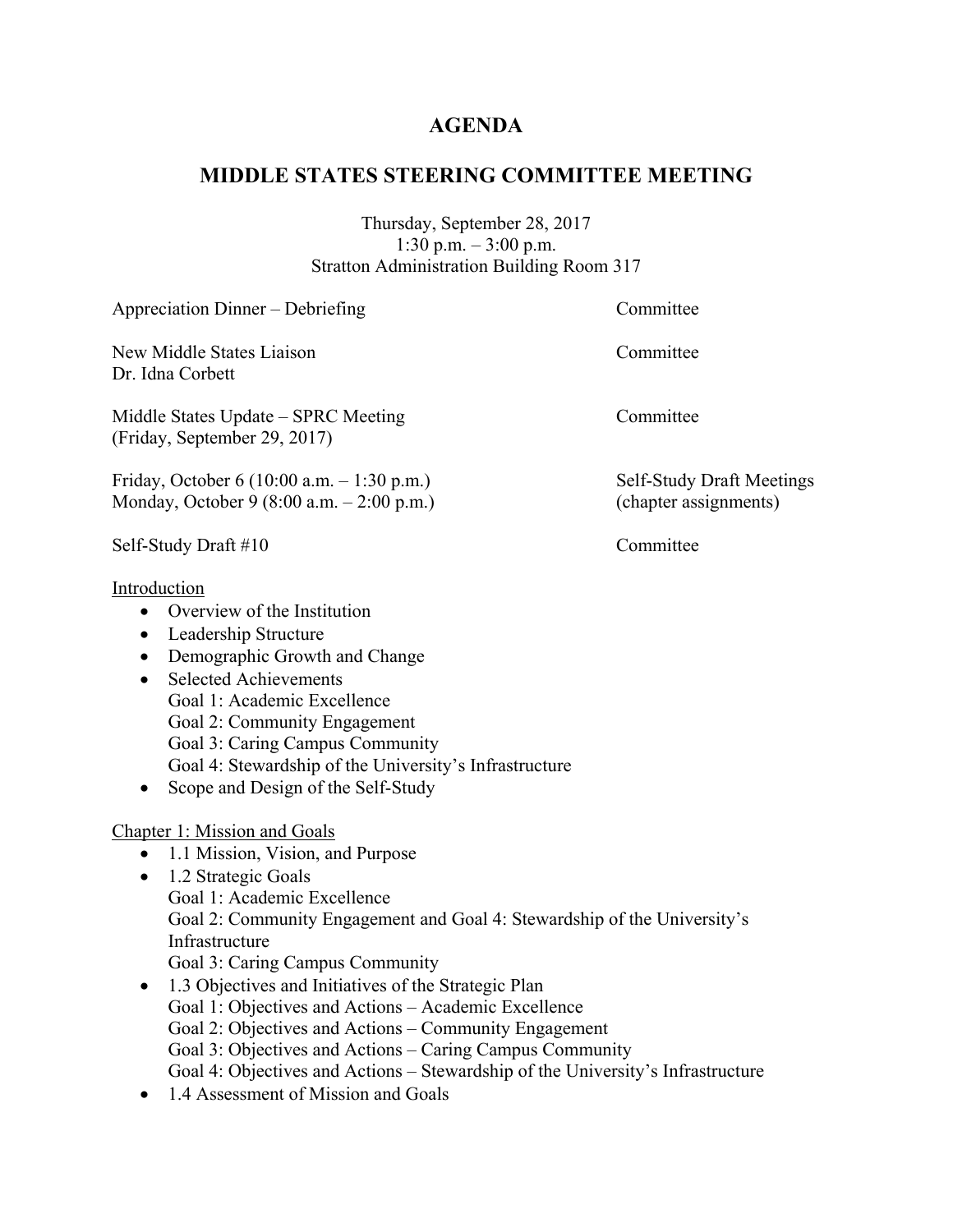# AGENDA

## MIDDLE STATES STEERING COMMITTEE MEETING

Thursday, September 28, 2017
1:30 p.m. – 3:00 p.m.
Stratton Administration Building Room 317

| | |
|---|---|
| Appreciation Dinner – Debriefing | Committee |
| New Middle States Liaison<br>Dr. Idna Corbett | Committee |
| Middle States Update – SPRC Meeting<br>(Friday, September 29, 2017) | Committee |
| Friday, October 6 (10:00 a.m. – 1:30 p.m.)<br>Monday, October 9 (8:00 a.m. – 2:00 p.m.) | Self-Study Draft Meetings<br>(chapter assignments) |
| Self-Study Draft #10 | Committee |

<u>Introduction</u>

- Overview of the Institution
- Leadership Structure
- Demographic Growth and Change
- Selected Achievements
  Goal 1: Academic Excellence
  Goal 2: Community Engagement
  Goal 3: Caring Campus Community
  Goal 4: Stewardship of the University's Infrastructure
- Scope and Design of the Self-Study

<u>Chapter 1: Mission and Goals</u>

- 1.1 Mission, Vision, and Purpose
- 1.2 Strategic Goals
  Goal 1: Academic Excellence
  Goal 2: Community Engagement and Goal 4: Stewardship of the University's Infrastructure
  Goal 3: Caring Campus Community
- 1.3 Objectives and Initiatives of the Strategic Plan
  Goal 1: Objectives and Actions – Academic Excellence
  Goal 2: Objectives and Actions – Community Engagement
  Goal 3: Objectives and Actions – Caring Campus Community
  Goal 4: Objectives and Actions – Stewardship of the University's Infrastructure
- 1.4 Assessment of Mission and Goals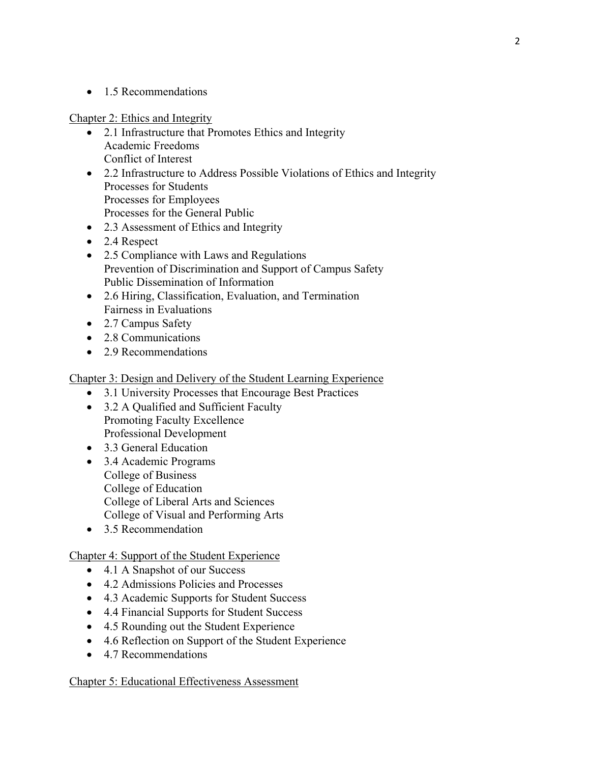- 1.5 Recommendations

Chapter 2: Ethics and Integrity

- 2.1 Infrastructure that Promotes Ethics and Integrity
  Academic Freedoms
  Conflict of Interest
- 2.2 Infrastructure to Address Possible Violations of Ethics and Integrity
  Processes for Students
  Processes for Employees
  Processes for the General Public
- 2.3 Assessment of Ethics and Integrity
- 2.4 Respect
- 2.5 Compliance with Laws and Regulations
  Prevention of Discrimination and Support of Campus Safety
  Public Dissemination of Information
- 2.6 Hiring, Classification, Evaluation, and Termination
  Fairness in Evaluations
- 2.7 Campus Safety
- 2.8 Communications
- 2.9 Recommendations

Chapter 3: Design and Delivery of the Student Learning Experience

- 3.1 University Processes that Encourage Best Practices
- 3.2 A Qualified and Sufficient Faculty
  Promoting Faculty Excellence
  Professional Development
- 3.3 General Education
- 3.4 Academic Programs
  College of Business
  College of Education
  College of Liberal Arts and Sciences
  College of Visual and Performing Arts
- 3.5 Recommendation

Chapter 4: Support of the Student Experience

- 4.1 A Snapshot of our Success
- 4.2 Admissions Policies and Processes
- 4.3 Academic Supports for Student Success
- 4.4 Financial Supports for Student Success
- 4.5 Rounding out the Student Experience
- 4.6 Reflection on Support of the Student Experience
- 4.7 Recommendations

Chapter 5: Educational Effectiveness Assessment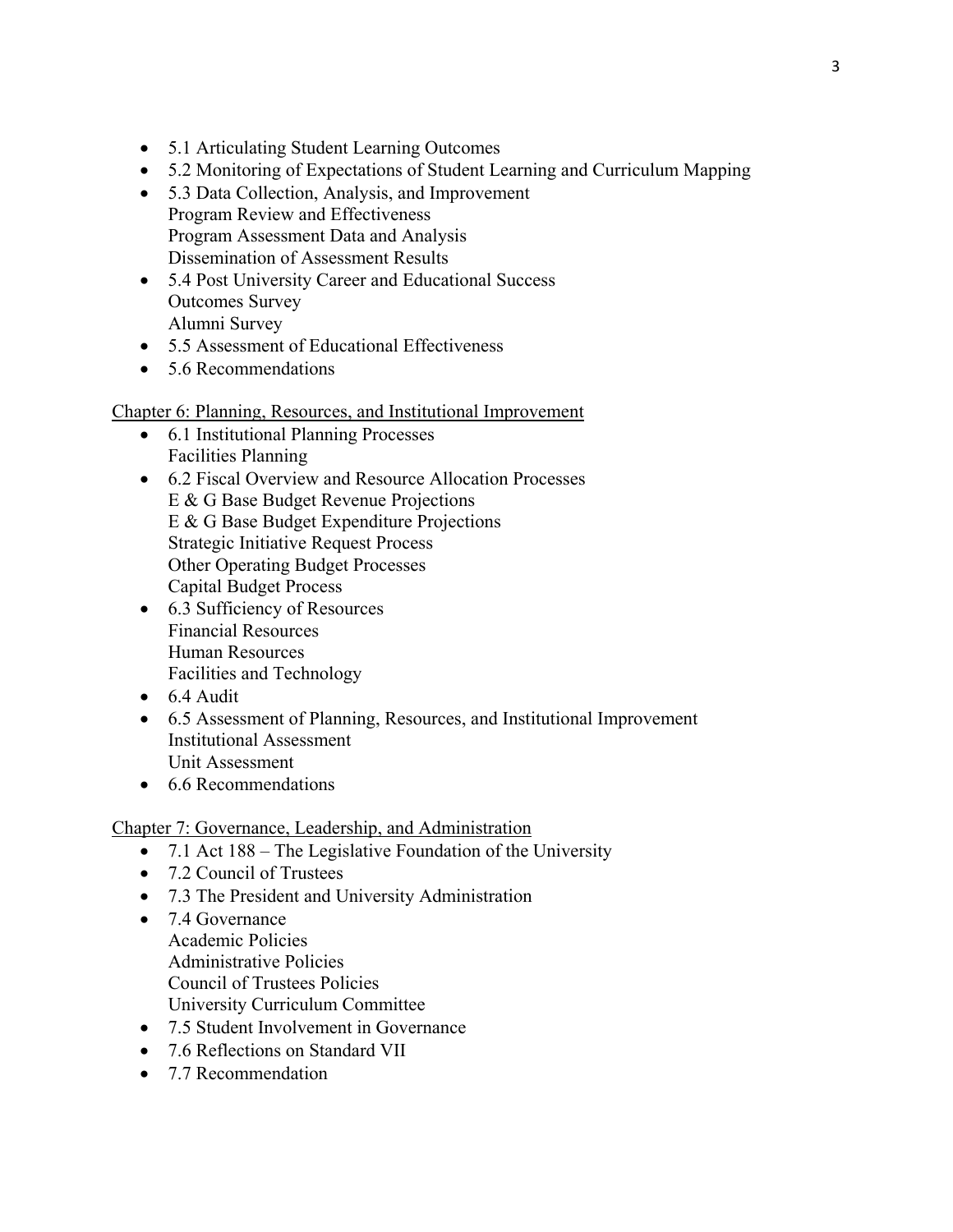- 5.1 Articulating Student Learning Outcomes
- 5.2 Monitoring of Expectations of Student Learning and Curriculum Mapping
- 5.3 Data Collection, Analysis, and Improvement
  Program Review and Effectiveness
  Program Assessment Data and Analysis
  Dissemination of Assessment Results
- 5.4 Post University Career and Educational Success
  Outcomes Survey
  Alumni Survey
- 5.5 Assessment of Educational Effectiveness
- 5.6 Recommendations

Chapter 6: Planning, Resources, and Institutional Improvement

- 6.1 Institutional Planning Processes
  Facilities Planning
- 6.2 Fiscal Overview and Resource Allocation Processes
  E & G Base Budget Revenue Projections
  E & G Base Budget Expenditure Projections
  Strategic Initiative Request Process
  Other Operating Budget Processes
  Capital Budget Process
- 6.3 Sufficiency of Resources
  Financial Resources
  Human Resources
  Facilities and Technology
- 6.4 Audit
- 6.5 Assessment of Planning, Resources, and Institutional Improvement
  Institutional Assessment
  Unit Assessment
- 6.6 Recommendations

Chapter 7: Governance, Leadership, and Administration

- 7.1 Act 188 – The Legislative Foundation of the University
- 7.2 Council of Trustees
- 7.3 The President and University Administration
- 7.4 Governance
  Academic Policies
  Administrative Policies
  Council of Trustees Policies
  University Curriculum Committee
- 7.5 Student Involvement in Governance
- 7.6 Reflections on Standard VII
- 7.7 Recommendation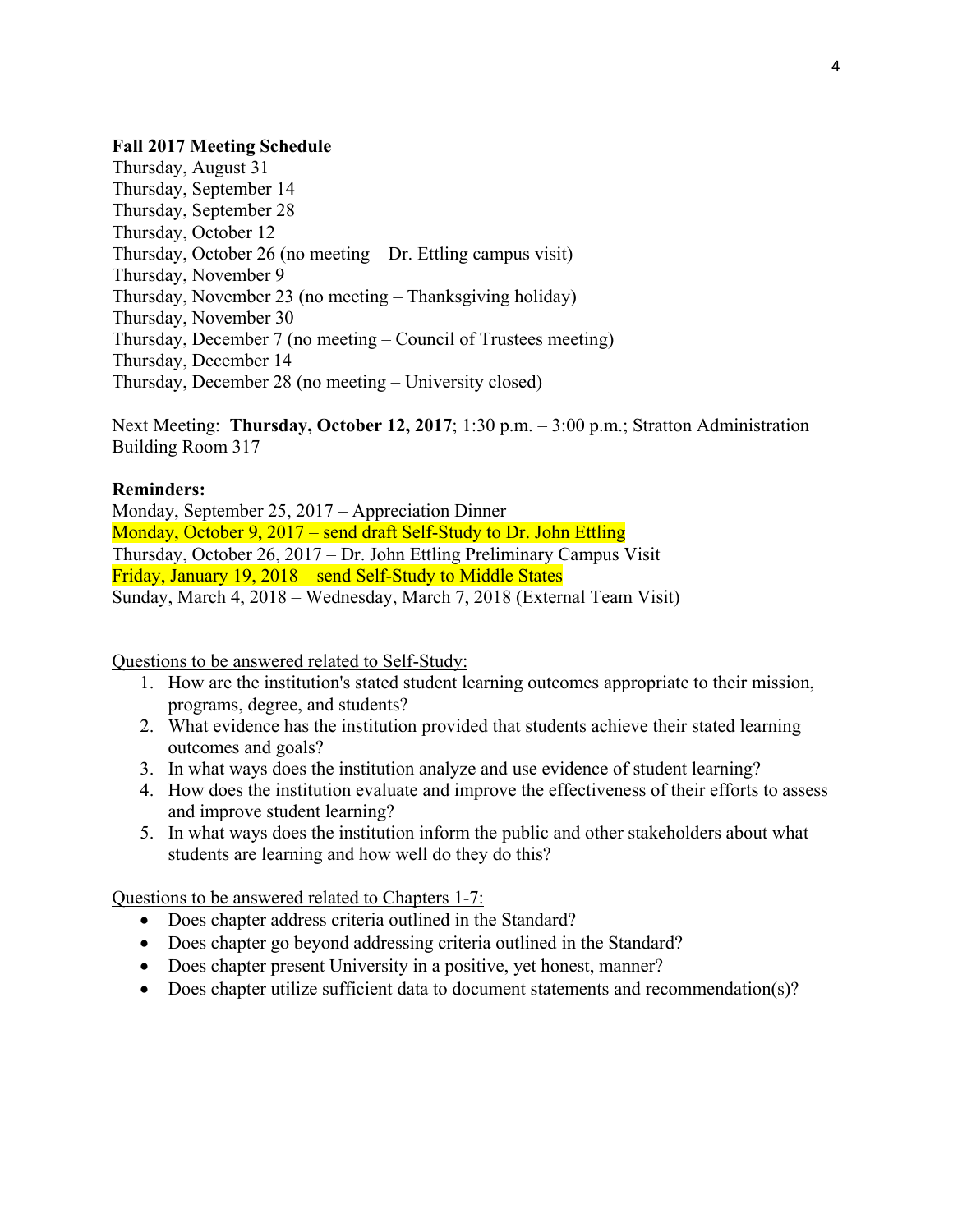**Fall 2017 Meeting Schedule**
Thursday, August 31
Thursday, September 14
Thursday, September 28
Thursday, October 12
Thursday, October 26 (no meeting – Dr. Ettling campus visit)
Thursday, November 9
Thursday, November 23 (no meeting – Thanksgiving holiday)
Thursday, November 30
Thursday, December 7 (no meeting – Council of Trustees meeting)
Thursday, December 14
Thursday, December 28 (no meeting – University closed)

Next Meeting: **Thursday, October 12, 2017**; 1:30 p.m. – 3:00 p.m.; Stratton Administration Building Room 317

**Reminders:**
Monday, September 25, 2017 – Appreciation Dinner
Monday, October 9, 2017 – send draft Self-Study to Dr. John Ettling
Thursday, October 26, 2017 – Dr. John Ettling Preliminary Campus Visit
Friday, January 19, 2018 – send Self-Study to Middle States
Sunday, March 4, 2018 – Wednesday, March 7, 2018 (External Team Visit)

Questions to be answered related to Self-Study:

1. How are the institution's stated student learning outcomes appropriate to their mission, programs, degree, and students?
2. What evidence has the institution provided that students achieve their stated learning outcomes and goals?
3. In what ways does the institution analyze and use evidence of student learning?
4. How does the institution evaluate and improve the effectiveness of their efforts to assess and improve student learning?
5. In what ways does the institution inform the public and other stakeholders about what students are learning and how well do they do this?

Questions to be answered related to Chapters 1-7:

- Does chapter address criteria outlined in the Standard?
- Does chapter go beyond addressing criteria outlined in the Standard?
- Does chapter present University in a positive, yet honest, manner?
- Does chapter utilize sufficient data to document statements and recommendation(s)?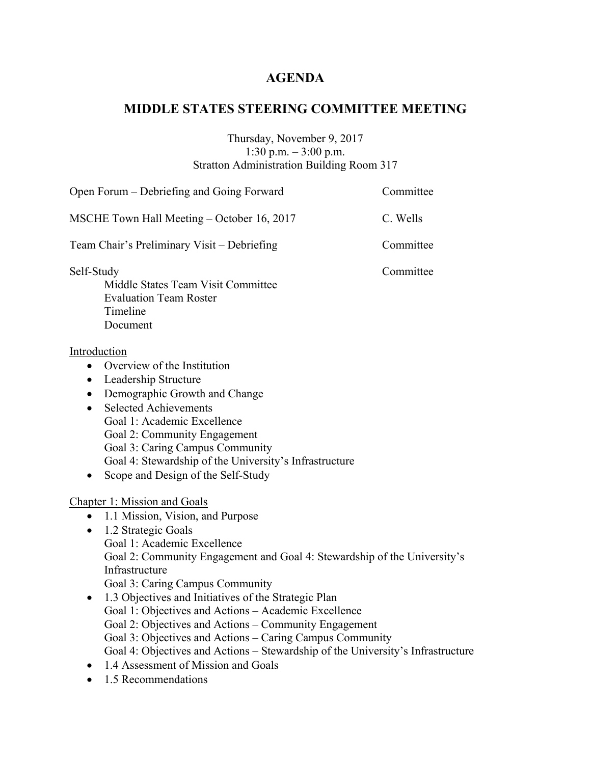# AGENDA

## MIDDLE STATES STEERING COMMITTEE MEETING

Thursday, November 9, 2017
1:30 p.m. – 3:00 p.m.
Stratton Administration Building Room 317

| | |
|---|---|
| Open Forum – Debriefing and Going Forward | Committee |
| MSCHE Town Hall Meeting – October 16, 2017 | C. Wells |
| Team Chair's Preliminary Visit – Debriefing | Committee |
| Self-Study | Committee |

Self-Study
- Middle States Team Visit Committee
- Evaluation Team Roster
- Timeline
- Document

Introduction

- Overview of the Institution
- Leadership Structure
- Demographic Growth and Change
- Selected Achievements
  - Goal 1: Academic Excellence
  - Goal 2: Community Engagement
  - Goal 3: Caring Campus Community
  - Goal 4: Stewardship of the University's Infrastructure
- Scope and Design of the Self-Study

Chapter 1: Mission and Goals

- 1.1 Mission, Vision, and Purpose
- 1.2 Strategic Goals
  - Goal 1: Academic Excellence
  - Goal 2: Community Engagement and Goal 4: Stewardship of the University's Infrastructure
  - Goal 3: Caring Campus Community
- 1.3 Objectives and Initiatives of the Strategic Plan
  - Goal 1: Objectives and Actions – Academic Excellence
  - Goal 2: Objectives and Actions – Community Engagement
  - Goal 3: Objectives and Actions – Caring Campus Community
  - Goal 4: Objectives and Actions – Stewardship of the University's Infrastructure
- 1.4 Assessment of Mission and Goals
- 1.5 Recommendations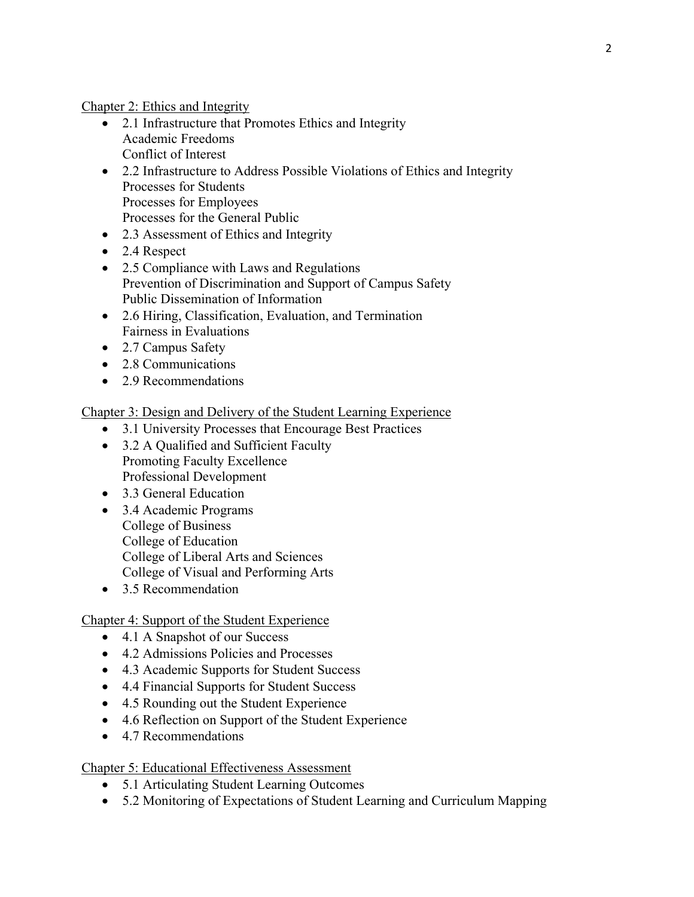Chapter 2: Ethics and Integrity

- 2.1 Infrastructure that Promotes Ethics and Integrity
  Academic Freedoms
  Conflict of Interest
- 2.2 Infrastructure to Address Possible Violations of Ethics and Integrity
  Processes for Students
  Processes for Employees
  Processes for the General Public
- 2.3 Assessment of Ethics and Integrity
- 2.4 Respect
- 2.5 Compliance with Laws and Regulations
  Prevention of Discrimination and Support of Campus Safety
  Public Dissemination of Information
- 2.6 Hiring, Classification, Evaluation, and Termination
  Fairness in Evaluations
- 2.7 Campus Safety
- 2.8 Communications
- 2.9 Recommendations

Chapter 3: Design and Delivery of the Student Learning Experience

- 3.1 University Processes that Encourage Best Practices
- 3.2 A Qualified and Sufficient Faculty
  Promoting Faculty Excellence
  Professional Development
- 3.3 General Education
- 3.4 Academic Programs
  College of Business
  College of Education
  College of Liberal Arts and Sciences
  College of Visual and Performing Arts
- 3.5 Recommendation

Chapter 4: Support of the Student Experience

- 4.1 A Snapshot of our Success
- 4.2 Admissions Policies and Processes
- 4.3 Academic Supports for Student Success
- 4.4 Financial Supports for Student Success
- 4.5 Rounding out the Student Experience
- 4.6 Reflection on Support of the Student Experience
- 4.7 Recommendations

Chapter 5: Educational Effectiveness Assessment

- 5.1 Articulating Student Learning Outcomes
- 5.2 Monitoring of Expectations of Student Learning and Curriculum Mapping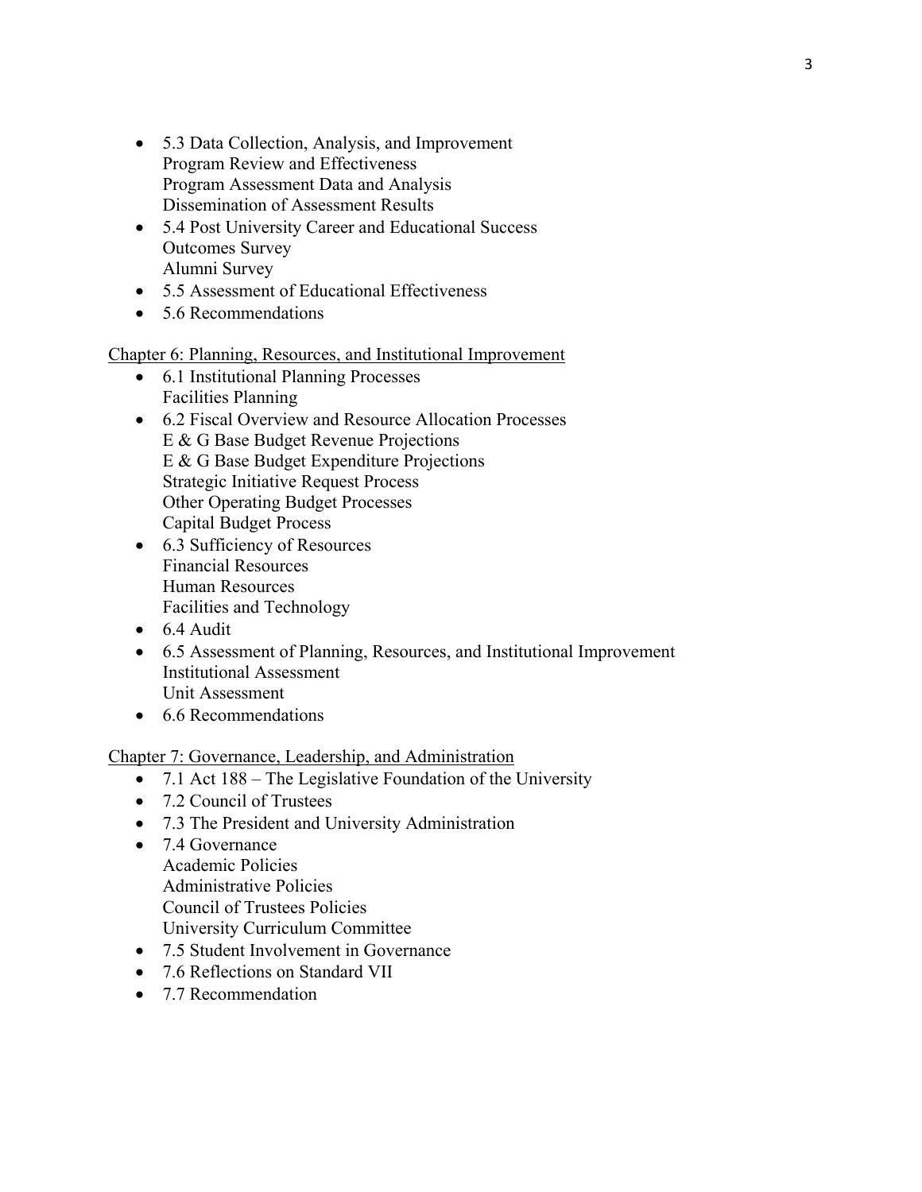- 5.3 Data Collection, Analysis, and Improvement
  Program Review and Effectiveness
  Program Assessment Data and Analysis
  Dissemination of Assessment Results
- 5.4 Post University Career and Educational Success
  Outcomes Survey
  Alumni Survey
- 5.5 Assessment of Educational Effectiveness
- 5.6 Recommendations

<u>Chapter 6: Planning, Resources, and Institutional Improvement</u>

- 6.1 Institutional Planning Processes
  Facilities Planning
- 6.2 Fiscal Overview and Resource Allocation Processes
  E & G Base Budget Revenue Projections
  E & G Base Budget Expenditure Projections
  Strategic Initiative Request Process
  Other Operating Budget Processes
  Capital Budget Process
- 6.3 Sufficiency of Resources
  Financial Resources
  Human Resources
  Facilities and Technology
- 6.4 Audit
- 6.5 Assessment of Planning, Resources, and Institutional Improvement
  Institutional Assessment
  Unit Assessment
- 6.6 Recommendations

<u>Chapter 7: Governance, Leadership, and Administration</u>

- 7.1 Act 188 – The Legislative Foundation of the University
- 7.2 Council of Trustees
- 7.3 The President and University Administration
- 7.4 Governance
  Academic Policies
  Administrative Policies
  Council of Trustees Policies
  University Curriculum Committee
- 7.5 Student Involvement in Governance
- 7.6 Reflections on Standard VII
- 7.7 Recommendation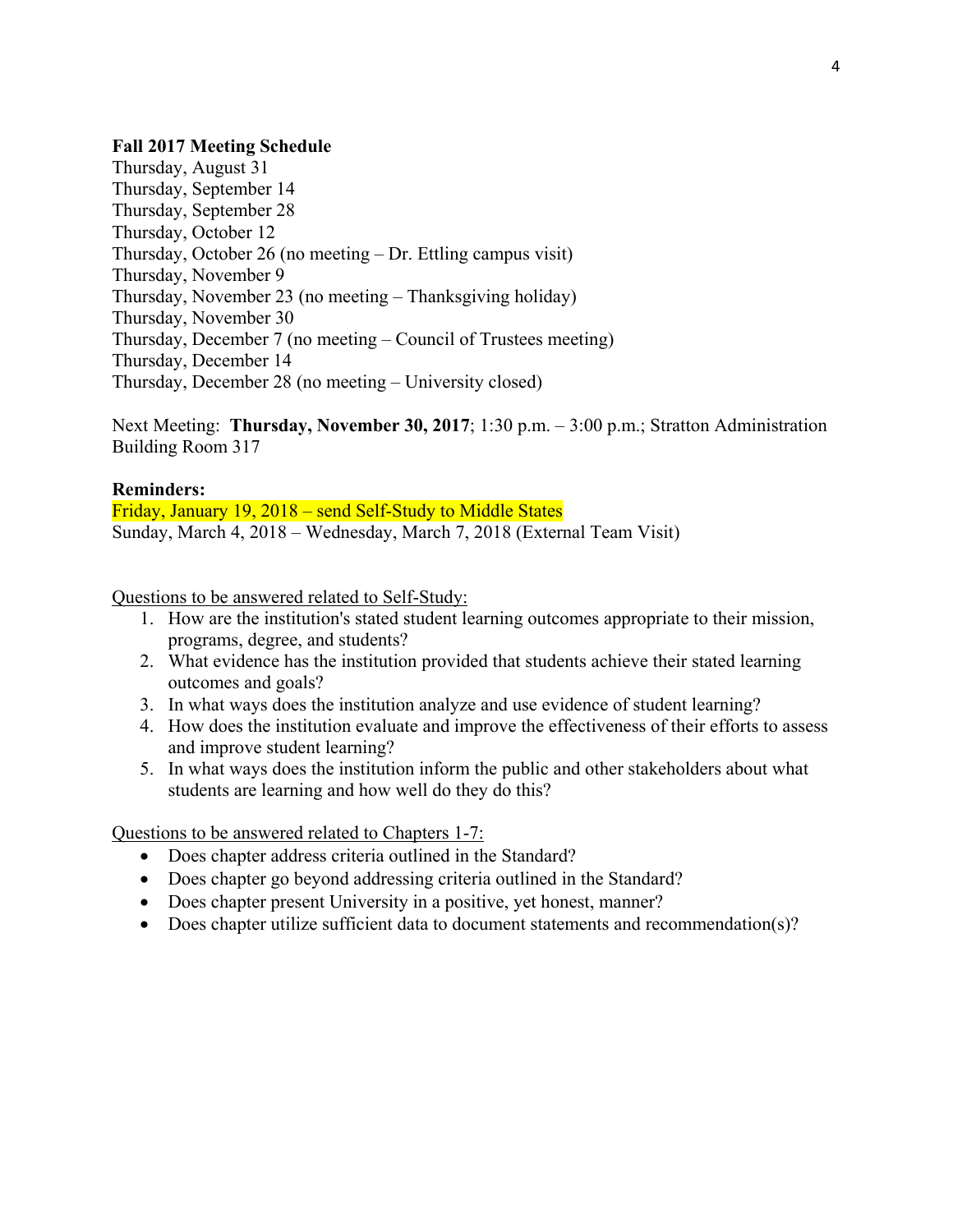**Fall 2017 Meeting Schedule**

Thursday, August 31
Thursday, September 14
Thursday, September 28
Thursday, October 12
Thursday, October 26 (no meeting – Dr. Ettling campus visit)
Thursday, November 9
Thursday, November 23 (no meeting – Thanksgiving holiday)
Thursday, November 30
Thursday, December 7 (no meeting – Council of Trustees meeting)
Thursday, December 14
Thursday, December 28 (no meeting – University closed)

Next Meeting: **Thursday, November 30, 2017**; 1:30 p.m. – 3:00 p.m.; Stratton Administration Building Room 317

**Reminders:**

Friday, January 19, 2018 – send Self-Study to Middle States
Sunday, March 4, 2018 – Wednesday, March 7, 2018 (External Team Visit)

Questions to be answered related to Self-Study:

1. How are the institution's stated student learning outcomes appropriate to their mission, programs, degree, and students?
2. What evidence has the institution provided that students achieve their stated learning outcomes and goals?
3. In what ways does the institution analyze and use evidence of student learning?
4. How does the institution evaluate and improve the effectiveness of their efforts to assess and improve student learning?
5. In what ways does the institution inform the public and other stakeholders about what students are learning and how well do they do this?

Questions to be answered related to Chapters 1-7:

- Does chapter address criteria outlined in the Standard?
- Does chapter go beyond addressing criteria outlined in the Standard?
- Does chapter present University in a positive, yet honest, manner?
- Does chapter utilize sufficient data to document statements and recommendation(s)?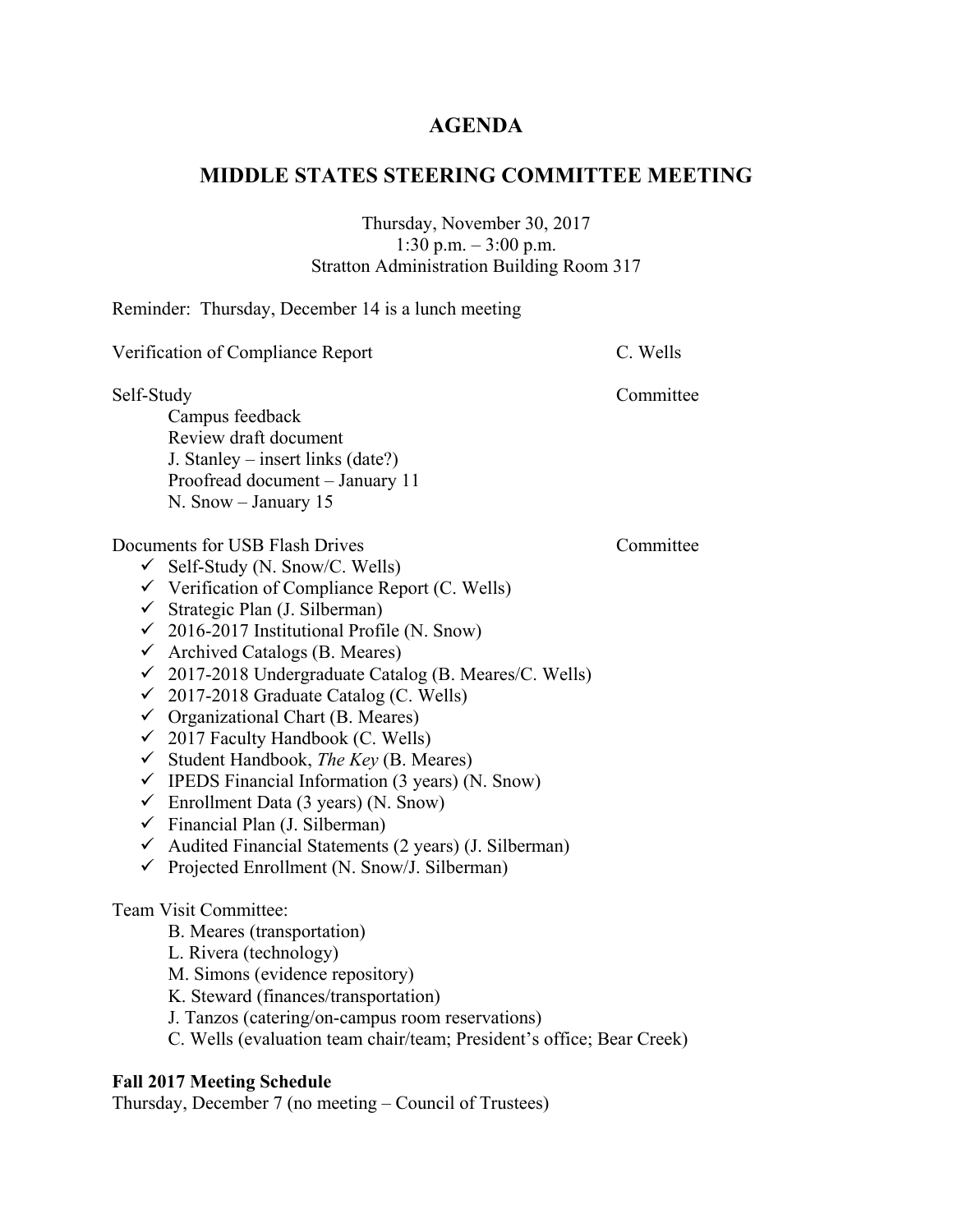# AGENDA

## MIDDLE STATES STEERING COMMITTEE MEETING

Thursday, November 30, 2017
1:30 p.m. – 3:00 p.m.
Stratton Administration Building Room 317

Reminder: Thursday, December 14 is a lunch meeting

Verification of Compliance Report — C. Wells

Self-Study — Committee

- Campus feedback
- Review draft document
- J. Stanley – insert links (date?)
- Proofread document – January 11
- N. Snow – January 15

Documents for USB Flash Drives — Committee

- ✓ Self-Study (N. Snow/C. Wells)
- ✓ Verification of Compliance Report (C. Wells)
- ✓ Strategic Plan (J. Silberman)
- ✓ 2016-2017 Institutional Profile (N. Snow)
- ✓ Archived Catalogs (B. Meares)
- ✓ 2017-2018 Undergraduate Catalog (B. Meares/C. Wells)
- ✓ 2017-2018 Graduate Catalog (C. Wells)
- ✓ Organizational Chart (B. Meares)
- ✓ 2017 Faculty Handbook (C. Wells)
- ✓ Student Handbook, *The Key* (B. Meares)
- ✓ IPEDS Financial Information (3 years) (N. Snow)
- ✓ Enrollment Data (3 years) (N. Snow)
- ✓ Financial Plan (J. Silberman)
- ✓ Audited Financial Statements (2 years) (J. Silberman)
- ✓ Projected Enrollment (N. Snow/J. Silberman)

Team Visit Committee:

- B. Meares (transportation)
- L. Rivera (technology)
- M. Simons (evidence repository)
- K. Steward (finances/transportation)
- J. Tanzos (catering/on-campus room reservations)
- C. Wells (evaluation team chair/team; President's office; Bear Creek)

**Fall 2017 Meeting Schedule**
Thursday, December 7 (no meeting – Council of Trustees)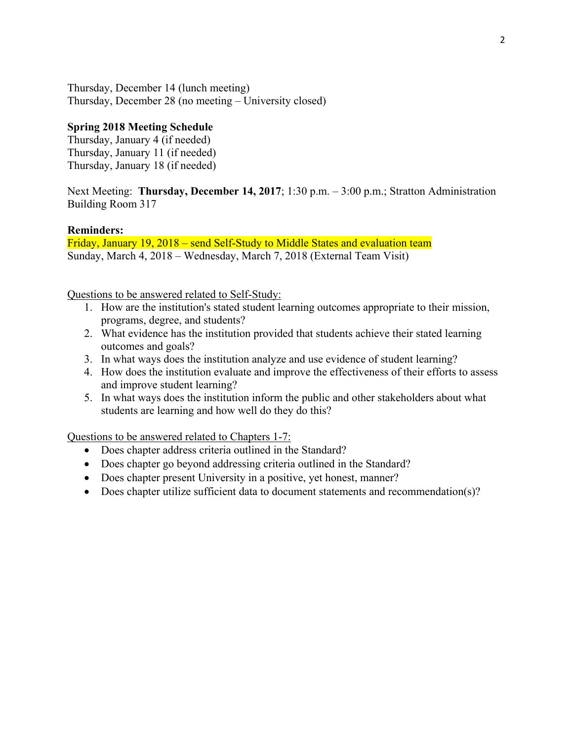Thursday, December 14 (lunch meeting)
Thursday, December 28 (no meeting – University closed)

**Spring 2018 Meeting Schedule**
Thursday, January 4 (if needed)
Thursday, January 11 (if needed)
Thursday, January 18 (if needed)

Next Meeting: **Thursday, December 14, 2017**; 1:30 p.m. – 3:00 p.m.; Stratton Administration Building Room 317

**Reminders:**
Friday, January 19, 2018 – send Self-Study to Middle States and evaluation team
Sunday, March 4, 2018 – Wednesday, March 7, 2018 (External Team Visit)

Questions to be answered related to Self-Study:

1. How are the institution's stated student learning outcomes appropriate to their mission, programs, degree, and students?
2. What evidence has the institution provided that students achieve their stated learning outcomes and goals?
3. In what ways does the institution analyze and use evidence of student learning?
4. How does the institution evaluate and improve the effectiveness of their efforts to assess and improve student learning?
5. In what ways does the institution inform the public and other stakeholders about what students are learning and how well do they do this?

Questions to be answered related to Chapters 1-7:

- Does chapter address criteria outlined in the Standard?
- Does chapter go beyond addressing criteria outlined in the Standard?
- Does chapter present University in a positive, yet honest, manner?
- Does chapter utilize sufficient data to document statements and recommendation(s)?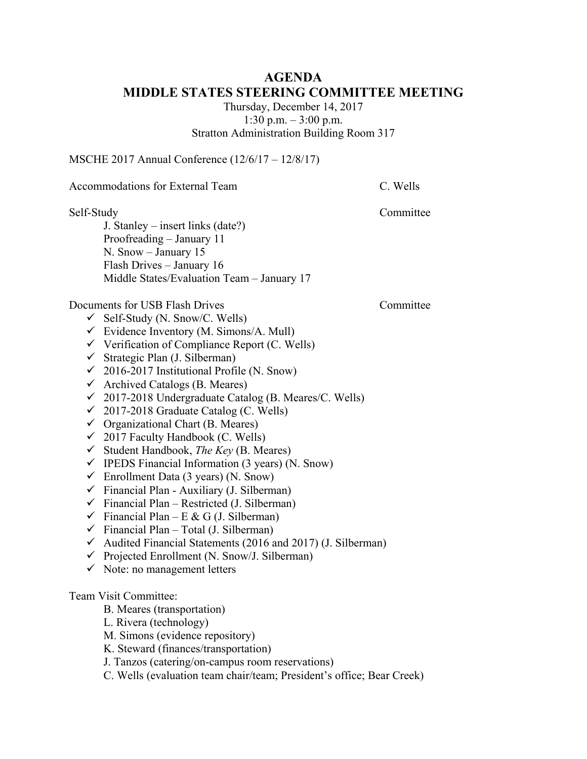# AGENDA
# MIDDLE STATES STEERING COMMITTEE MEETING

Thursday, December 14, 2017
1:30 p.m. – 3:00 p.m.
Stratton Administration Building Room 317

MSCHE 2017 Annual Conference (12/6/17 – 12/8/17)

Accommodations for External Team — C. Wells

Self-Study — Committee

- J. Stanley – insert links (date?)
- Proofreading – January 11
- N. Snow – January 15
- Flash Drives – January 16
- Middle States/Evaluation Team – January 17

Documents for USB Flash Drives — Committee

- ✓ Self-Study (N. Snow/C. Wells)
- ✓ Evidence Inventory (M. Simons/A. Mull)
- ✓ Verification of Compliance Report (C. Wells)
- ✓ Strategic Plan (J. Silberman)
- ✓ 2016-2017 Institutional Profile (N. Snow)
- ✓ Archived Catalogs (B. Meares)
- ✓ 2017-2018 Undergraduate Catalog (B. Meares/C. Wells)
- ✓ 2017-2018 Graduate Catalog (C. Wells)
- ✓ Organizational Chart (B. Meares)
- ✓ 2017 Faculty Handbook (C. Wells)
- ✓ Student Handbook, *The Key* (B. Meares)
- ✓ IPEDS Financial Information (3 years) (N. Snow)
- ✓ Enrollment Data (3 years) (N. Snow)
- ✓ Financial Plan - Auxiliary (J. Silberman)
- ✓ Financial Plan – Restricted (J. Silberman)
- ✓ Financial Plan – E & G (J. Silberman)
- ✓ Financial Plan – Total (J. Silberman)
- ✓ Audited Financial Statements (2016 and 2017) (J. Silberman)
- ✓ Projected Enrollment (N. Snow/J. Silberman)
- ✓ Note: no management letters

Team Visit Committee:

- B. Meares (transportation)
- L. Rivera (technology)
- M. Simons (evidence repository)
- K. Steward (finances/transportation)
- J. Tanzos (catering/on-campus room reservations)
- C. Wells (evaluation team chair/team; President's office; Bear Creek)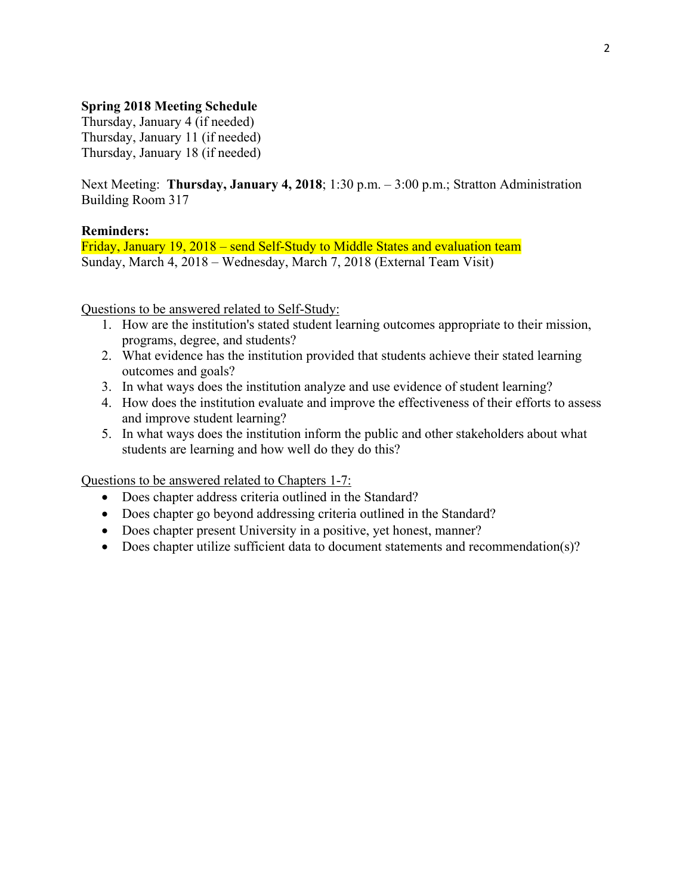**Spring 2018 Meeting Schedule**
Thursday, January 4 (if needed)
Thursday, January 11 (if needed)
Thursday, January 18 (if needed)

Next Meeting: **Thursday, January 4, 2018**; 1:30 p.m. – 3:00 p.m.; Stratton Administration Building Room 317

**Reminders:**
Friday, January 19, 2018 – send Self-Study to Middle States and evaluation team
Sunday, March 4, 2018 – Wednesday, March 7, 2018 (External Team Visit)

<u>Questions to be answered related to Self-Study:</u>

1. How are the institution's stated student learning outcomes appropriate to their mission, programs, degree, and students?
2. What evidence has the institution provided that students achieve their stated learning outcomes and goals?
3. In what ways does the institution analyze and use evidence of student learning?
4. How does the institution evaluate and improve the effectiveness of their efforts to assess and improve student learning?
5. In what ways does the institution inform the public and other stakeholders about what students are learning and how well do they do this?

<u>Questions to be answered related to Chapters 1-7:</u>

- Does chapter address criteria outlined in the Standard?
- Does chapter go beyond addressing criteria outlined in the Standard?
- Does chapter present University in a positive, yet honest, manner?
- Does chapter utilize sufficient data to document statements and recommendation(s)?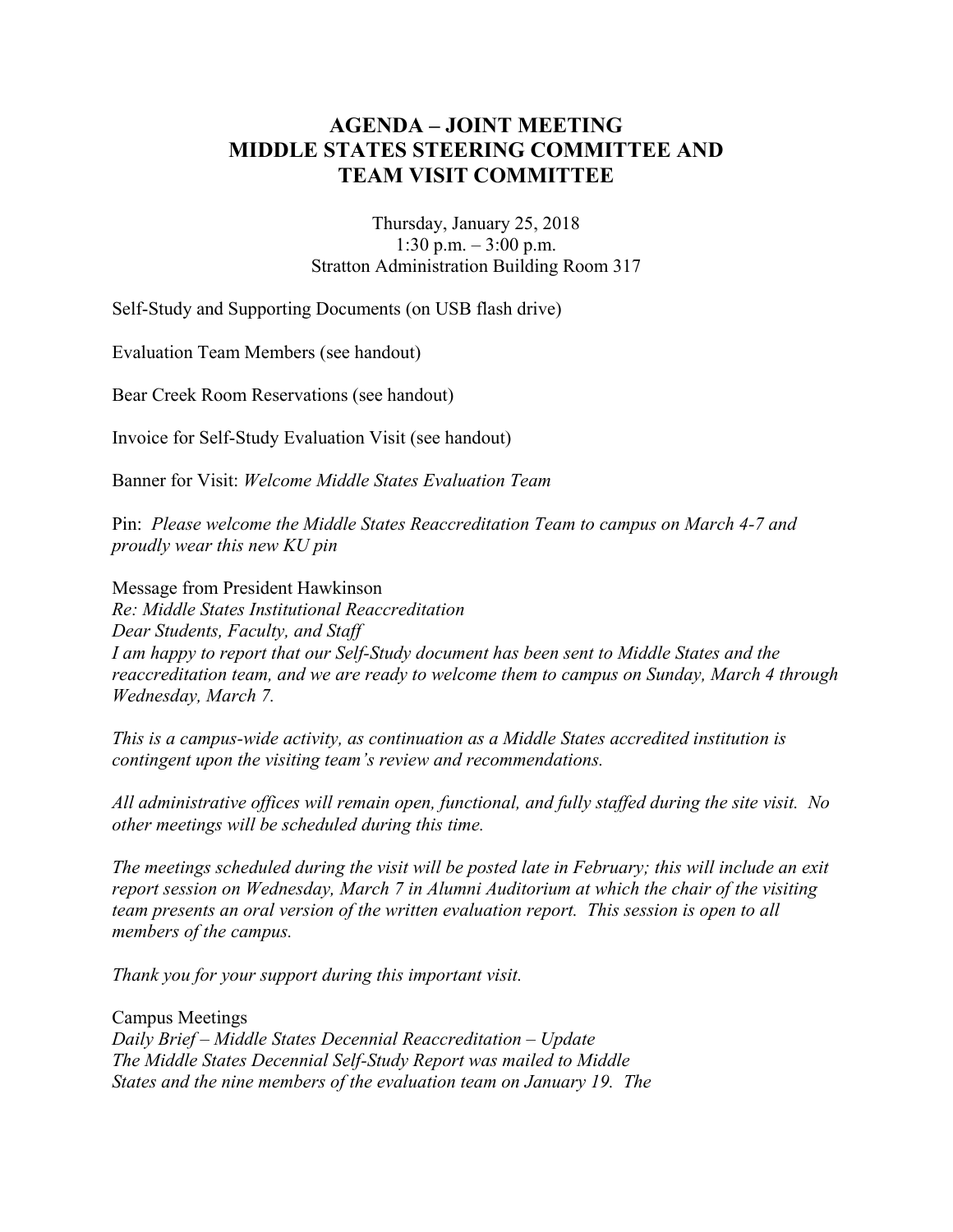# AGENDA – JOINT MEETING
# MIDDLE STATES STEERING COMMITTEE AND
# TEAM VISIT COMMITTEE

Thursday, January 25, 2018
1:30 p.m. – 3:00 p.m.
Stratton Administration Building Room 317

Self-Study and Supporting Documents (on USB flash drive)

Evaluation Team Members (see handout)

Bear Creek Room Reservations (see handout)

Invoice for Self-Study Evaluation Visit (see handout)

Banner for Visit: *Welcome Middle States Evaluation Team*

Pin: *Please welcome the Middle States Reaccreditation Team to campus on March 4-7 and proudly wear this new KU pin*

Message from President Hawkinson
*Re: Middle States Institutional Reaccreditation*
*Dear Students, Faculty, and Staff*
*I am happy to report that our Self-Study document has been sent to Middle States and the reaccreditation team, and we are ready to welcome them to campus on Sunday, March 4 through Wednesday, March 7.*

*This is a campus-wide activity, as continuation as a Middle States accredited institution is contingent upon the visiting team's review and recommendations.*

*All administrative offices will remain open, functional, and fully staffed during the site visit. No other meetings will be scheduled during this time.*

*The meetings scheduled during the visit will be posted late in February; this will include an exit report session on Wednesday, March 7 in Alumni Auditorium at which the chair of the visiting team presents an oral version of the written evaluation report. This session is open to all members of the campus.*

*Thank you for your support during this important visit.*

Campus Meetings
*Daily Brief – Middle States Decennial Reaccreditation – Update*
*The Middle States Decennial Self-Study Report was mailed to Middle States and the nine members of the evaluation team on January 19. The*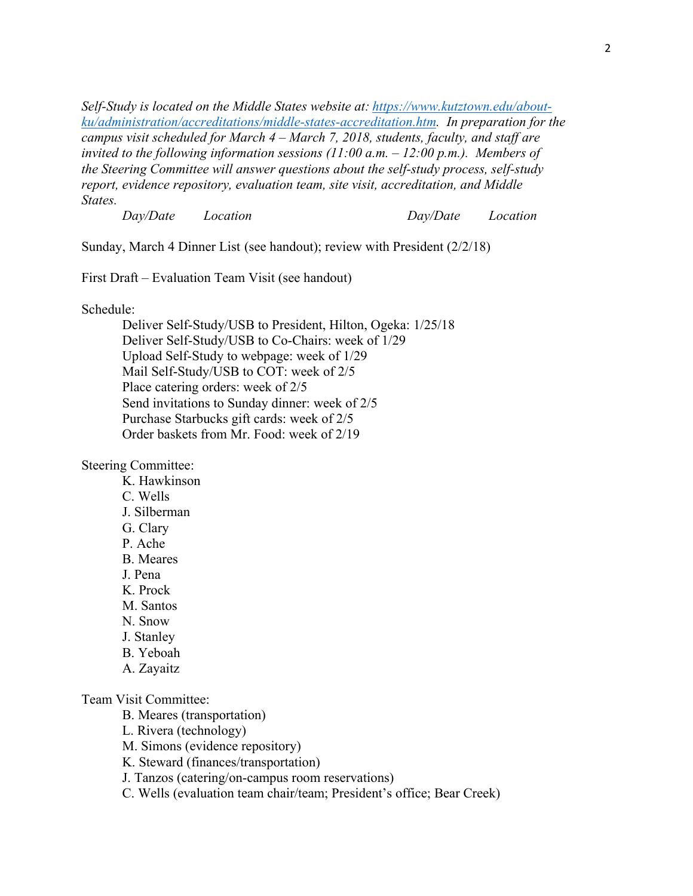*Self-Study is located on the Middle States website at: [https://www.kutztown.edu/about-ku/administration/accreditations/middle-states-accreditation.htm](https://www.kutztown.edu/about-ku/administration/accreditations/middle-states-accreditation.htm). In preparation for the campus visit scheduled for March 4 – March 7, 2018, students, faculty, and staff are invited to the following information sessions (11:00 a.m. – 12:00 p.m.). Members of the Steering Committee will answer questions about the self-study process, self-study report, evidence repository, evaluation team, site visit, accreditation, and Middle States.*

| *Day/Date* | *Location* | *Day/Date* | *Location* |
|---|---|---|---|

Sunday, March 4 Dinner List (see handout); review with President (2/2/18)

First Draft – Evaluation Team Visit (see handout)

Schedule:

- Deliver Self-Study/USB to President, Hilton, Ogeka: 1/25/18
- Deliver Self-Study/USB to Co-Chairs: week of 1/29
- Upload Self-Study to webpage: week of 1/29
- Mail Self-Study/USB to COT: week of 2/5
- Place catering orders: week of 2/5
- Send invitations to Sunday dinner: week of 2/5
- Purchase Starbucks gift cards: week of 2/5
- Order baskets from Mr. Food: week of 2/19

Steering Committee:

- K. Hawkinson
- C. Wells
- J. Silberman
- G. Clary
- P. Ache
- B. Meares
- J. Pena
- K. Prock
- M. Santos
- N. Snow
- J. Stanley
- B. Yeboah
- A. Zayaitz

Team Visit Committee:

- B. Meares (transportation)
- L. Rivera (technology)
- M. Simons (evidence repository)
- K. Steward (finances/transportation)
- J. Tanzos (catering/on-campus room reservations)
- C. Wells (evaluation team chair/team; President's office; Bear Creek)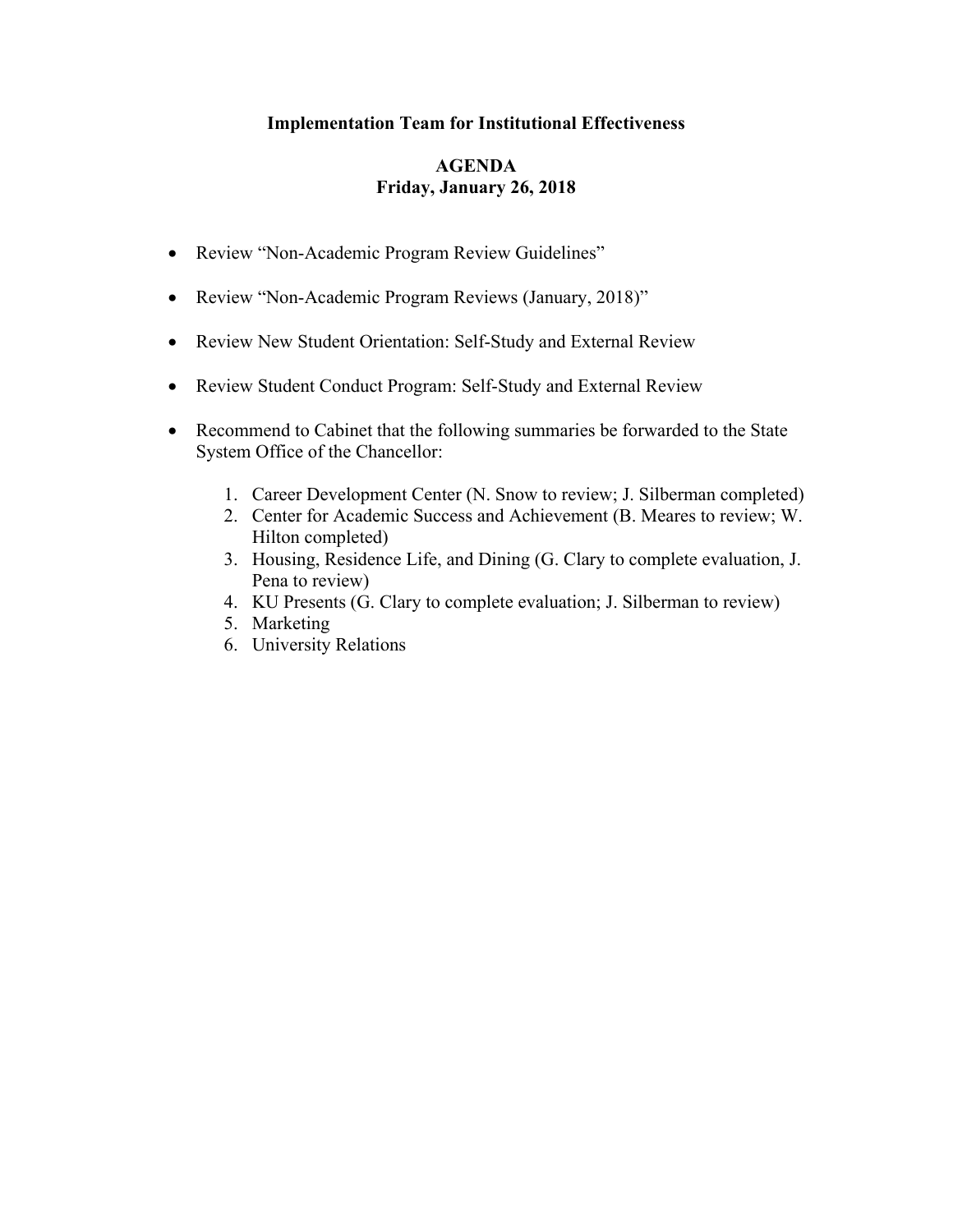**Implementation Team for Institutional Effectiveness**

**AGENDA**
**Friday, January 26, 2018**

- Review "Non-Academic Program Review Guidelines"
- Review "Non-Academic Program Reviews (January, 2018)"
- Review New Student Orientation: Self-Study and External Review
- Review Student Conduct Program: Self-Study and External Review
- Recommend to Cabinet that the following summaries be forwarded to the State System Office of the Chancellor:
    1. Career Development Center (N. Snow to review; J. Silberman completed)
    2. Center for Academic Success and Achievement (B. Meares to review; W. Hilton completed)
    3. Housing, Residence Life, and Dining (G. Clary to complete evaluation, J. Pena to review)
    4. KU Presents (G. Clary to complete evaluation; J. Silberman to review)
    5. Marketing
    6. University Relations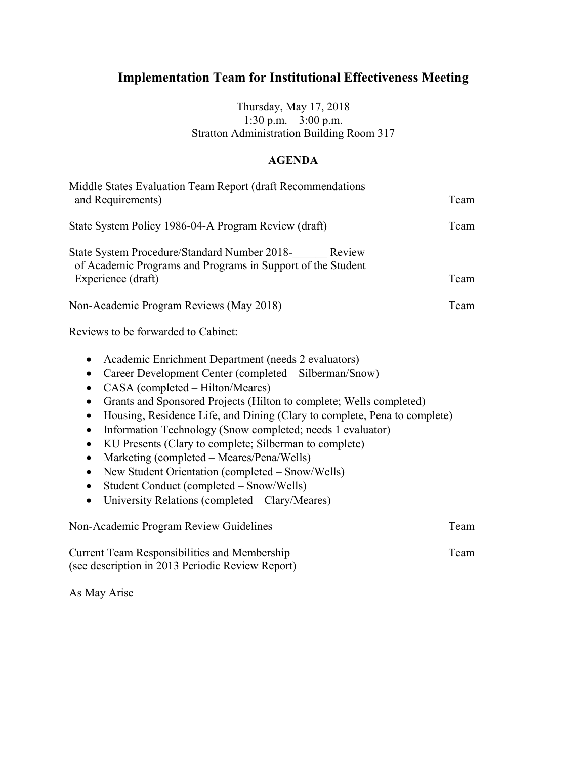# Implementation Team for Institutional Effectiveness Meeting

Thursday, May 17, 2018
1:30 p.m. – 3:00 p.m.
Stratton Administration Building Room 317

## AGENDA

| | |
|---|---|
| Middle States Evaluation Team Report (draft Recommendations and Requirements) | Team |
| State System Policy 1986-04-A Program Review (draft) | Team |
| State System Procedure/Standard Number 2018-______ Review of Academic Programs and Programs in Support of the Student Experience (draft) | Team |
| Non-Academic Program Reviews (May 2018) | Team |

Reviews to be forwarded to Cabinet:

- Academic Enrichment Department (needs 2 evaluators)
- Career Development Center (completed – Silberman/Snow)
- CASA (completed – Hilton/Meares)
- Grants and Sponsored Projects (Hilton to complete; Wells completed)
- Housing, Residence Life, and Dining (Clary to complete, Pena to complete)
- Information Technology (Snow completed; needs 1 evaluator)
- KU Presents (Clary to complete; Silberman to complete)
- Marketing (completed – Meares/Pena/Wells)
- New Student Orientation (completed – Snow/Wells)
- Student Conduct (completed – Snow/Wells)
- University Relations (completed – Clary/Meares)

| | |
|---|---|
| Non-Academic Program Review Guidelines | Team |
| Current Team Responsibilities and Membership (see description in 2013 Periodic Review Report) | Team |

As May Arise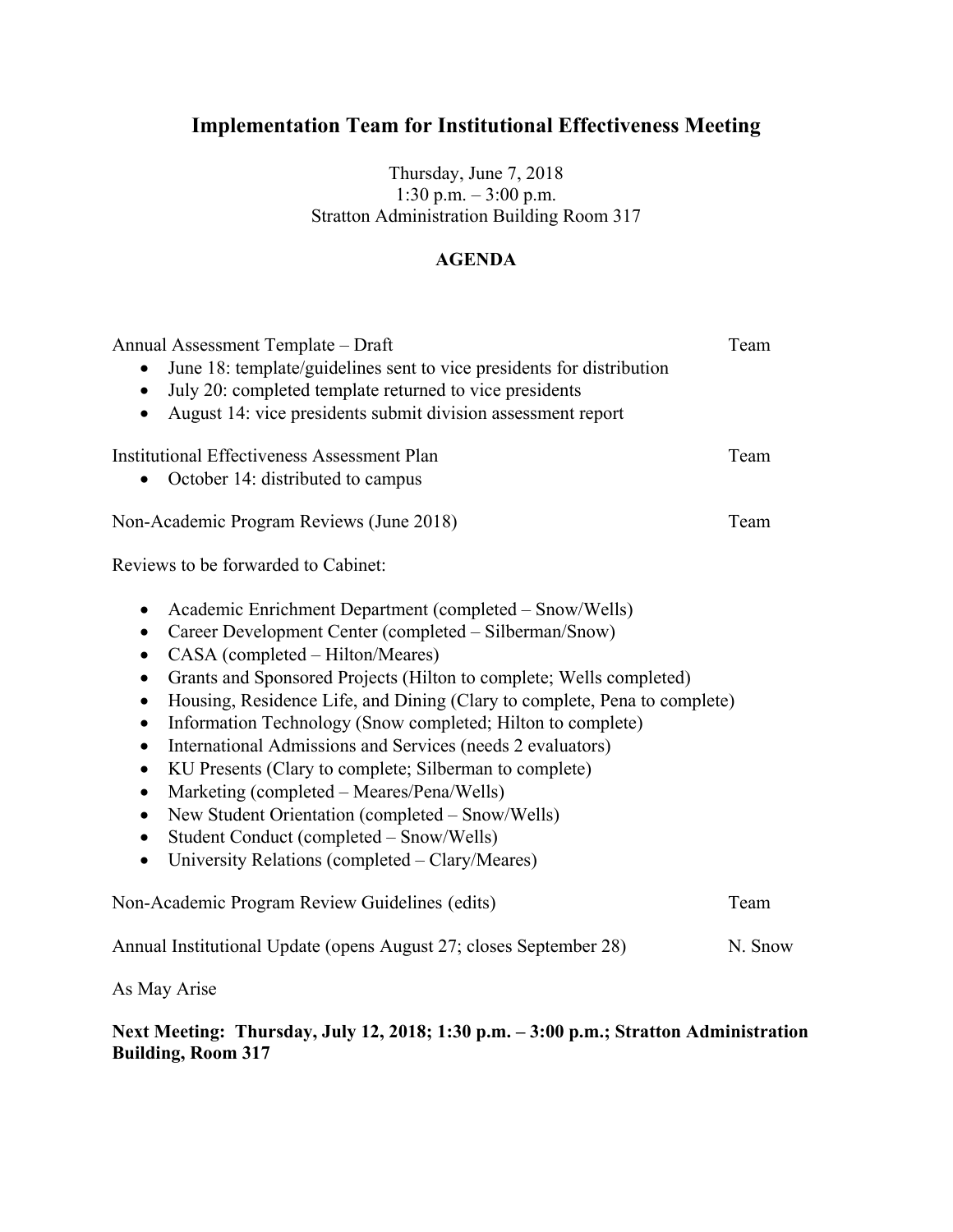# Implementation Team for Institutional Effectiveness Meeting

Thursday, June 7, 2018
1:30 p.m. – 3:00 p.m.
Stratton Administration Building Room 317

**AGENDA**

Annual Assessment Template – Draft — Team

- June 18: template/guidelines sent to vice presidents for distribution
- July 20: completed template returned to vice presidents
- August 14: vice presidents submit division assessment report

Institutional Effectiveness Assessment Plan — Team

- October 14: distributed to campus

Non-Academic Program Reviews (June 2018) — Team

Reviews to be forwarded to Cabinet:

- Academic Enrichment Department (completed – Snow/Wells)
- Career Development Center (completed – Silberman/Snow)
- CASA (completed – Hilton/Meares)
- Grants and Sponsored Projects (Hilton to complete; Wells completed)
- Housing, Residence Life, and Dining (Clary to complete, Pena to complete)
- Information Technology (Snow completed; Hilton to complete)
- International Admissions and Services (needs 2 evaluators)
- KU Presents (Clary to complete; Silberman to complete)
- Marketing (completed – Meares/Pena/Wells)
- New Student Orientation (completed – Snow/Wells)
- Student Conduct (completed – Snow/Wells)
- University Relations (completed – Clary/Meares)

Non-Academic Program Review Guidelines (edits) — Team

Annual Institutional Update (opens August 27; closes September 28) — N. Snow

As May Arise

**Next Meeting: Thursday, July 12, 2018; 1:30 p.m. – 3:00 p.m.; Stratton Administration Building, Room 317**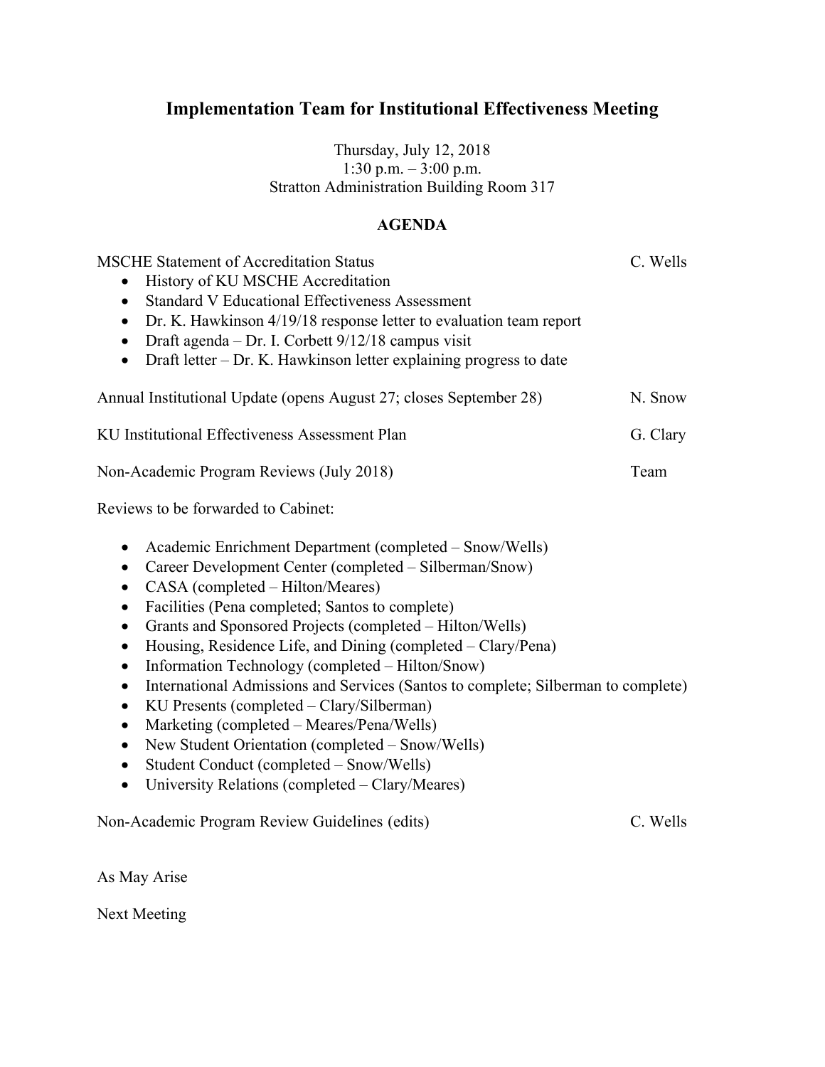# Implementation Team for Institutional Effectiveness Meeting

Thursday, July 12, 2018
1:30 p.m. – 3:00 p.m.
Stratton Administration Building Room 317

**AGENDA**

MSCHE Statement of Accreditation Status — C. Wells

- History of KU MSCHE Accreditation
- Standard V Educational Effectiveness Assessment
- Dr. K. Hawkinson 4/19/18 response letter to evaluation team report
- Draft agenda – Dr. I. Corbett 9/12/18 campus visit
- Draft letter – Dr. K. Hawkinson letter explaining progress to date

Annual Institutional Update (opens August 27; closes September 28) — N. Snow

KU Institutional Effectiveness Assessment Plan — G. Clary

Non-Academic Program Reviews (July 2018) — Team

Reviews to be forwarded to Cabinet:

- Academic Enrichment Department (completed – Snow/Wells)
- Career Development Center (completed – Silberman/Snow)
- CASA (completed – Hilton/Meares)
- Facilities (Pena completed; Santos to complete)
- Grants and Sponsored Projects (completed – Hilton/Wells)
- Housing, Residence Life, and Dining (completed – Clary/Pena)
- Information Technology (completed – Hilton/Snow)
- International Admissions and Services (Santos to complete; Silberman to complete)
- KU Presents (completed – Clary/Silberman)
- Marketing (completed – Meares/Pena/Wells)
- New Student Orientation (completed – Snow/Wells)
- Student Conduct (completed – Snow/Wells)
- University Relations (completed – Clary/Meares)

Non-Academic Program Review Guidelines (edits) — C. Wells

As May Arise

Next Meeting